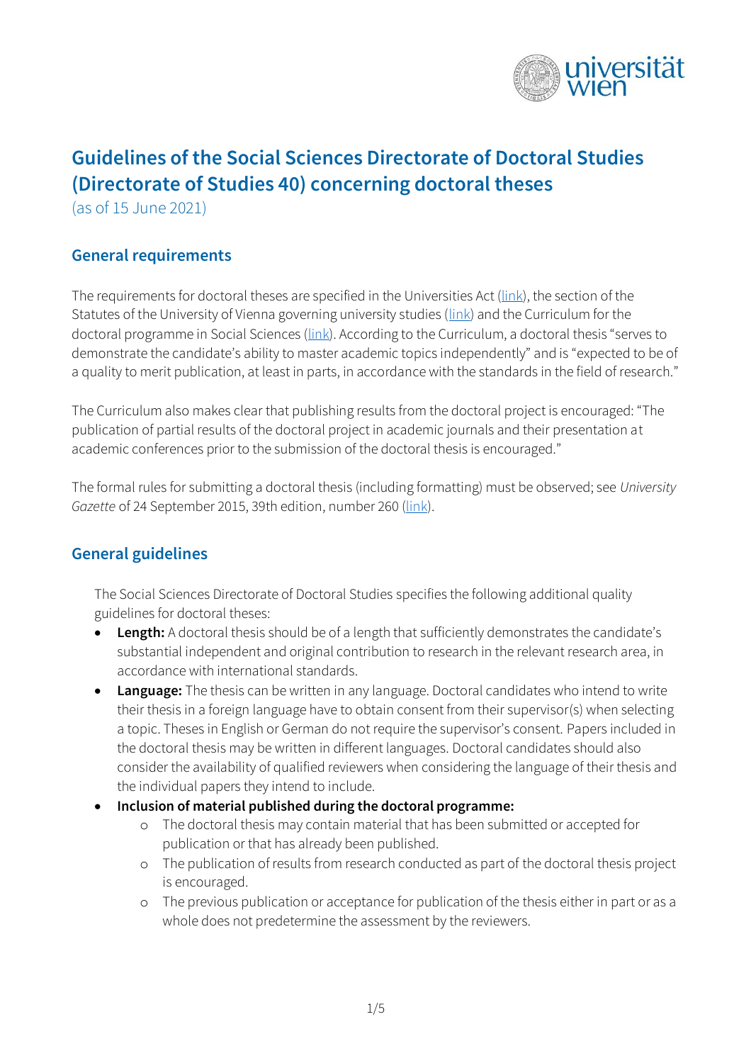# Guidelines of the Social Sciences Directorate of Doctoral Studies (Directorate of Studies 40) concerning doctoral theses

(as of 15 June 2021)

## General requirements

The requirements for doctoral theses are specified in the Universities Act (link), the section of the Statutes of the University of Vienna governing university studies (link) and the Curriculum for the doctoral programme in Social Sciences (link). According to the Curriculum, a doctoral thesis "serves to demonstrate the candidate's ability to master academic topics independently" and is "expected to be of a quality to merit publication, at least in parts, in accordance with the standards in the field of research."

The Curriculum also makes clear that publishing results from the doctoral project is encouraged: "The publication of partial results of the doctoral project in academic journals and their presentation at academic conferences prior to the submission of the doctoral thesis is encouraged."

The formal rules for submitting a doctoral thesis (including formatting) must be observed; see *University Gazette* of 24 September 2015, 39th edition, number 260 (link).

## General guidelines

The Social Sciences Directorate of Doctoral Studies specifies the following additional quality guidelines for doctoral theses:

- **Length:** A doctoral thesis should be of a length that sufficiently demonstrates the candidate's substantial independent and original contribution to research in the relevant research area, in accordance with international standards.
- **Language:** The thesis can be written in any language. Doctoral candidates who intend to write their thesis in a foreign language have to obtain consent from their supervisor(s) when selecting a topic. Theses in English or German do not require the supervisor's consent. Papers included in the doctoral thesis may be written in different languages. Doctoral candidates should also consider the availability of qualified reviewers when considering the language of their thesis and the individual papers they intend to include.
- **Inclusion of material published during the doctoral programme:**
  - The doctoral thesis may contain material that has been submitted or accepted for publication or that has already been published.
  - The publication of results from research conducted as part of the doctoral thesis project is encouraged.
  - The previous publication or acceptance for publication of the thesis either in part or as a whole does not predetermine the assessment by the reviewers.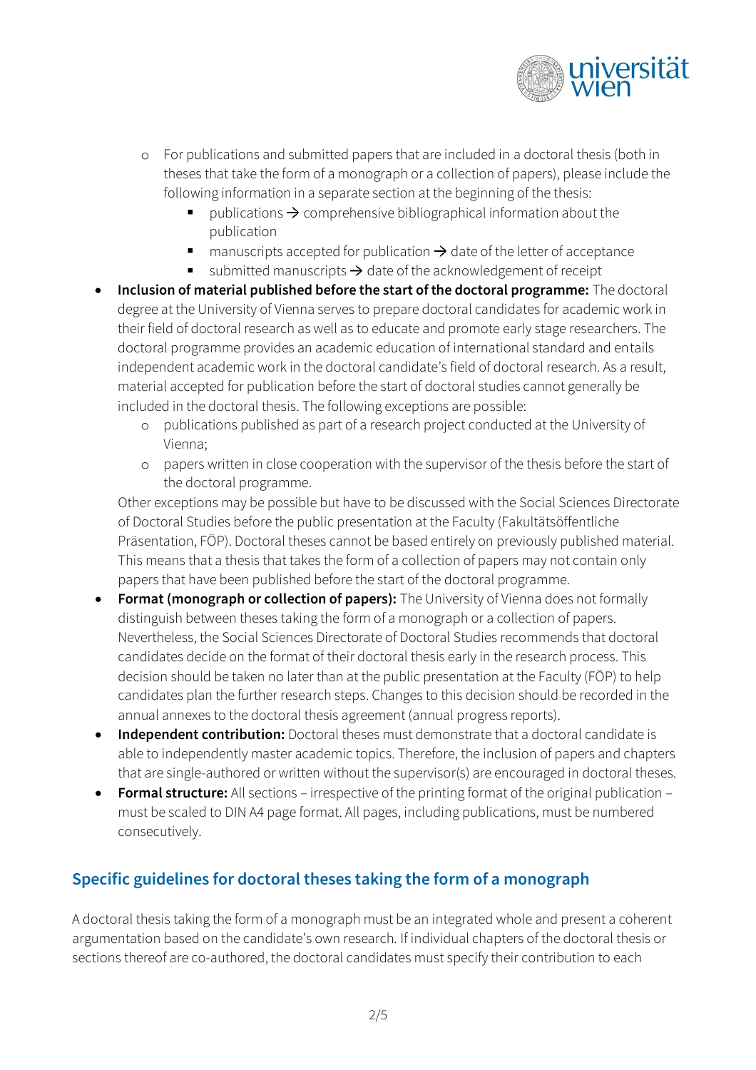- For publications and submitted papers that are included in a doctoral thesis (both in theses that take the form of a monograph or a collection of papers), please include the following information in a separate section at the beginning of the thesis:
    - publications → comprehensive bibliographical information about the publication
    - manuscripts accepted for publication → date of the letter of acceptance
    - submitted manuscripts → date of the acknowledgement of receipt
- **Inclusion of material published before the start of the doctoral programme:** The doctoral degree at the University of Vienna serves to prepare doctoral candidates for academic work in their field of doctoral research as well as to educate and promote early stage researchers. The doctoral programme provides an academic education of international standard and entails independent academic work in the doctoral candidate's field of doctoral research. As a result, material accepted for publication before the start of doctoral studies cannot generally be included in the doctoral thesis. The following exceptions are possible:
  - publications published as part of a research project conducted at the University of Vienna;
  - papers written in close cooperation with the supervisor of the thesis before the start of the doctoral programme.

  Other exceptions may be possible but have to be discussed with the Social Sciences Directorate of Doctoral Studies before the public presentation at the Faculty (Fakultätsöffentliche Präsentation, FÖP). Doctoral theses cannot be based entirely on previously published material. This means that a thesis that takes the form of a collection of papers may not contain only papers that have been published before the start of the doctoral programme.
- **Format (monograph or collection of papers):** The University of Vienna does not formally distinguish between theses taking the form of a monograph or a collection of papers. Nevertheless, the Social Sciences Directorate of Doctoral Studies recommends that doctoral candidates decide on the format of their doctoral thesis early in the research process. This decision should be taken no later than at the public presentation at the Faculty (FÖP) to help candidates plan the further research steps. Changes to this decision should be recorded in the annual annexes to the doctoral thesis agreement (annual progress reports).
- **Independent contribution:** Doctoral theses must demonstrate that a doctoral candidate is able to independently master academic topics. Therefore, the inclusion of papers and chapters that are single-authored or written without the supervisor(s) are encouraged in doctoral theses.
- **Formal structure:** All sections – irrespective of the printing format of the original publication – must be scaled to DIN A4 page format. All pages, including publications, must be numbered consecutively.

## Specific guidelines for doctoral theses taking the form of a monograph

A doctoral thesis taking the form of a monograph must be an integrated whole and present a coherent argumentation based on the candidate's own research. If individual chapters of the doctoral thesis or sections thereof are co-authored, the doctoral candidates must specify their contribution to each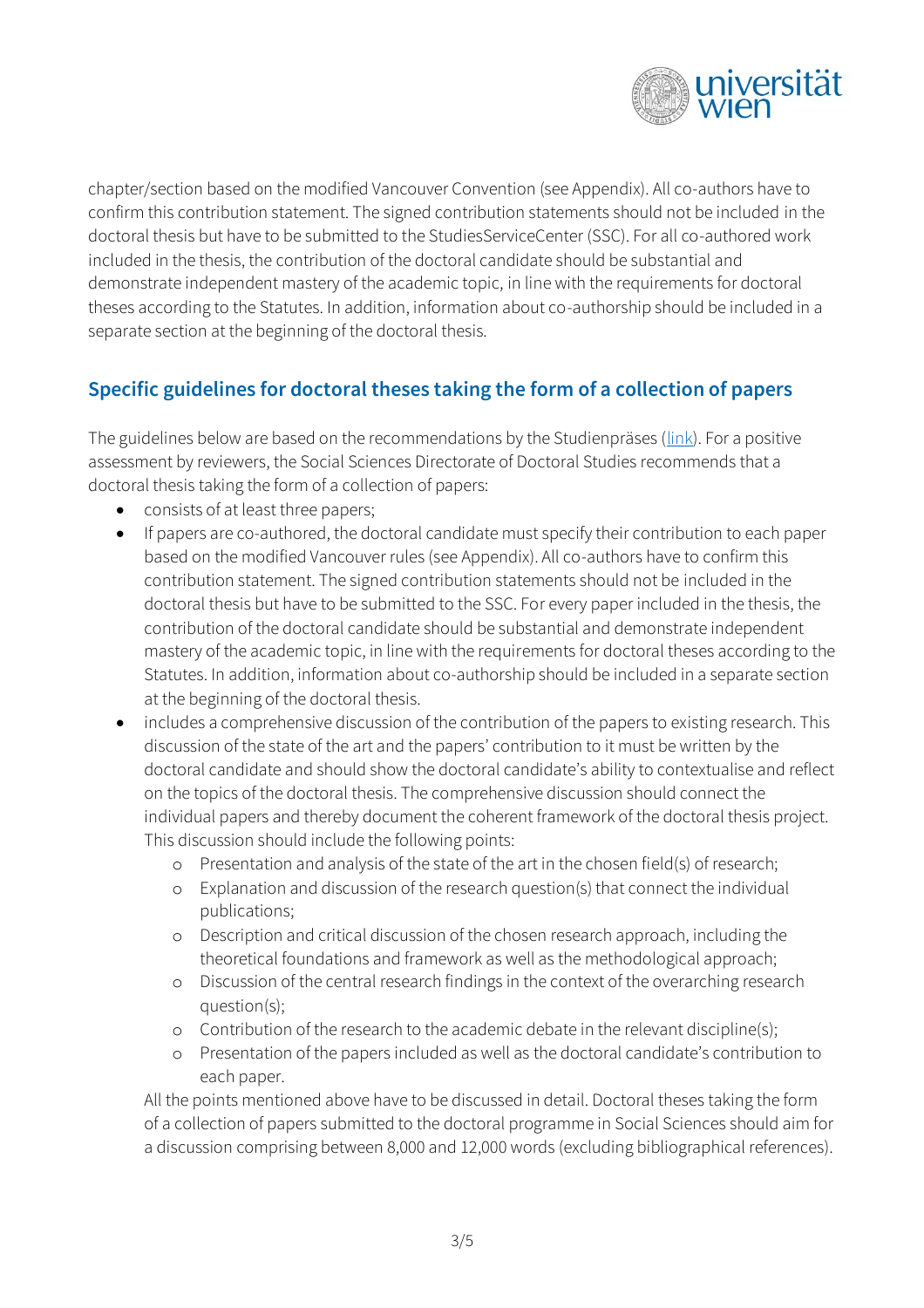chapter/section based on the modified Vancouver Convention (see Appendix). All co-authors have to confirm this contribution statement. The signed contribution statements should not be included in the doctoral thesis but have to be submitted to the StudiesServiceCenter (SSC). For all co-authored work included in the thesis, the contribution of the doctoral candidate should be substantial and demonstrate independent mastery of the academic topic, in line with the requirements for doctoral theses according to the Statutes. In addition, information about co-authorship should be included in a separate section at the beginning of the doctoral thesis.

## Specific guidelines for doctoral theses taking the form of a collection of papers

The guidelines below are based on the recommendations by the Studienpräses (link). For a positive assessment by reviewers, the Social Sciences Directorate of Doctoral Studies recommends that a doctoral thesis taking the form of a collection of papers:

- consists of at least three papers;
- If papers are co-authored, the doctoral candidate must specify their contribution to each paper based on the modified Vancouver rules (see Appendix). All co-authors have to confirm this contribution statement. The signed contribution statements should not be included in the doctoral thesis but have to be submitted to the SSC. For every paper included in the thesis, the contribution of the doctoral candidate should be substantial and demonstrate independent mastery of the academic topic, in line with the requirements for doctoral theses according to the Statutes. In addition, information about co-authorship should be included in a separate section at the beginning of the doctoral thesis.
- includes a comprehensive discussion of the contribution of the papers to existing research. This discussion of the state of the art and the papers' contribution to it must be written by the doctoral candidate and should show the doctoral candidate's ability to contextualise and reflect on the topics of the doctoral thesis. The comprehensive discussion should connect the individual papers and thereby document the coherent framework of the doctoral thesis project. This discussion should include the following points:
    - Presentation and analysis of the state of the art in the chosen field(s) of research;
    - Explanation and discussion of the research question(s) that connect the individual publications;
    - Description and critical discussion of the chosen research approach, including the theoretical foundations and framework as well as the methodological approach;
    - Discussion of the central research findings in the context of the overarching research question(s);
    - Contribution of the research to the academic debate in the relevant discipline(s);
    - Presentation of the papers included as well as the doctoral candidate's contribution to each paper.

  All the points mentioned above have to be discussed in detail. Doctoral theses taking the form of a collection of papers submitted to the doctoral programme in Social Sciences should aim for a discussion comprising between 8,000 and 12,000 words (excluding bibliographical references).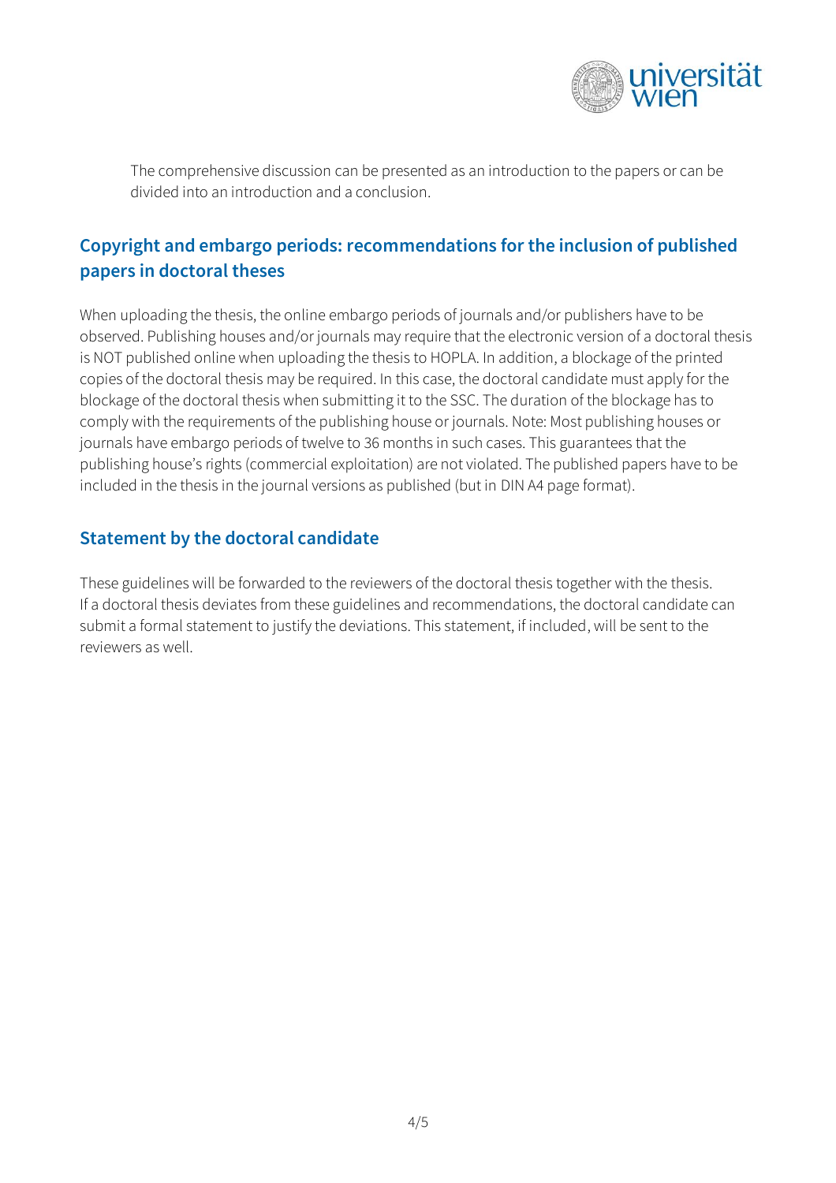The comprehensive discussion can be presented as an introduction to the papers or can be divided into an introduction and a conclusion.

## Copyright and embargo periods: recommendations for the inclusion of published papers in doctoral theses

When uploading the thesis, the online embargo periods of journals and/or publishers have to be observed. Publishing houses and/or journals may require that the electronic version of a doctoral thesis is NOT published online when uploading the thesis to HOPLA. In addition, a blockage of the printed copies of the doctoral thesis may be required. In this case, the doctoral candidate must apply for the blockage of the doctoral thesis when submitting it to the SSC. The duration of the blockage has to comply with the requirements of the publishing house or journals. Note: Most publishing houses or journals have embargo periods of twelve to 36 months in such cases. This guarantees that the publishing house's rights (commercial exploitation) are not violated. The published papers have to be included in the thesis in the journal versions as published (but in DIN A4 page format).

## Statement by the doctoral candidate

These guidelines will be forwarded to the reviewers of the doctoral thesis together with the thesis. If a doctoral thesis deviates from these guidelines and recommendations, the doctoral candidate can submit a formal statement to justify the deviations. This statement, if included, will be sent to the reviewers as well.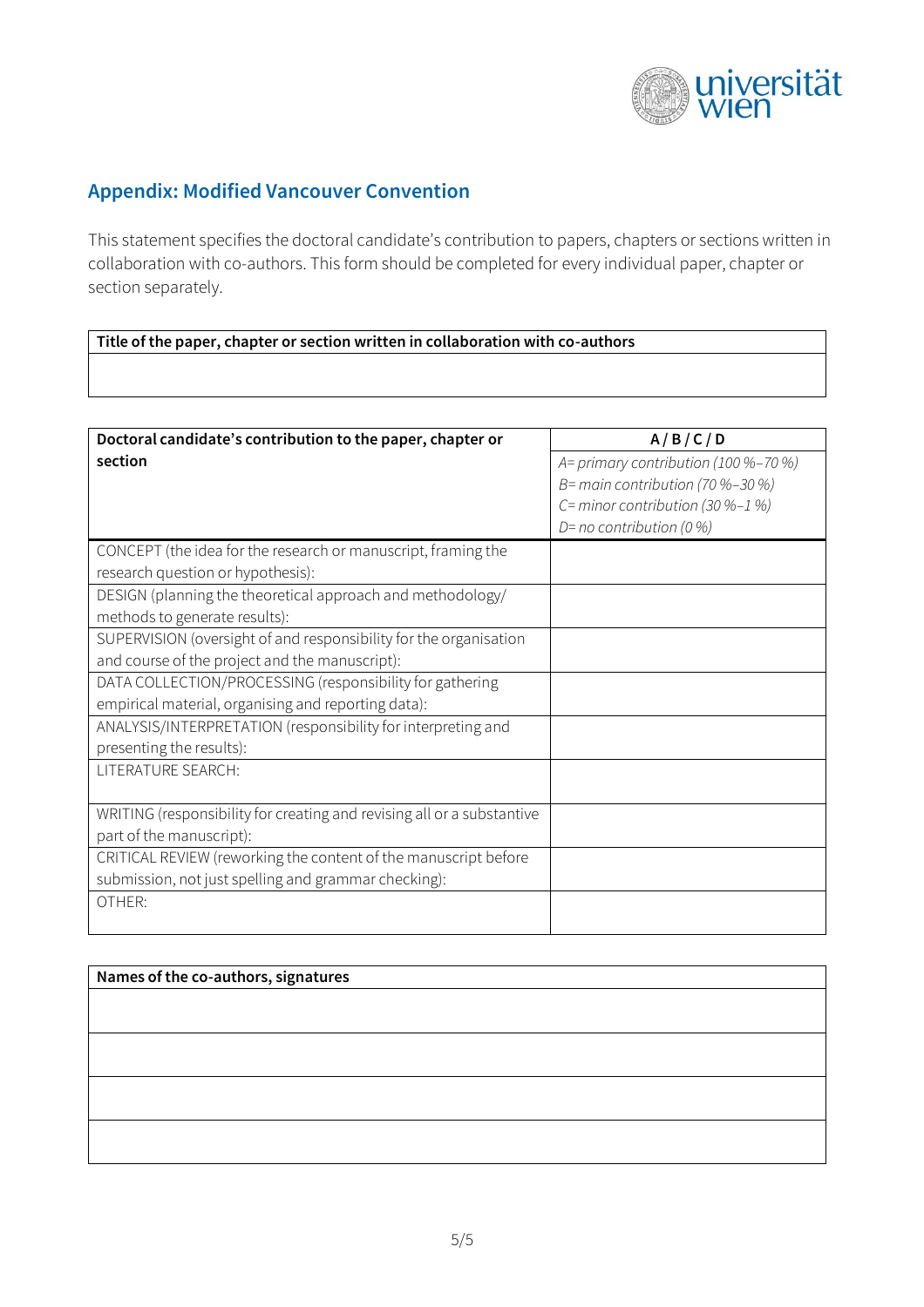## Appendix: Modified Vancouver Convention

This statement specifies the doctoral candidate's contribution to papers, chapters or sections written in collaboration with co-authors. This form should be completed for every individual paper, chapter or section separately.

| **Title of the paper, chapter or section written in collaboration with co-authors** |
|---|
| |

| **Doctoral candidate's contribution to the paper, chapter or section** | **A / B / C / D**<br>*A= primary contribution (100 %–70 %)*<br>*B= main contribution (70 %–30 %)*<br>*C= minor contribution (30 %–1 %)*<br>*D= no contribution (0 %)* |
|---|---|
| CONCEPT (the idea for the research or manuscript, framing the research question or hypothesis): | |
| DESIGN (planning the theoretical approach and methodology/ methods to generate results): | |
| SUPERVISION (oversight of and responsibility for the organisation and course of the project and the manuscript): | |
| DATA COLLECTION/PROCESSING (responsibility for gathering empirical material, organising and reporting data): | |
| ANALYSIS/INTERPRETATION (responsibility for interpreting and presenting the results): | |
| LITERATURE SEARCH: | |
| WRITING (responsibility for creating and revising all or a substantive part of the manuscript): | |
| CRITICAL REVIEW (reworking the content of the manuscript before submission, not just spelling and grammar checking): | |
| OTHER: | |

| **Names of the co-authors, signatures** |
|---|
| |
| |
| |
| |